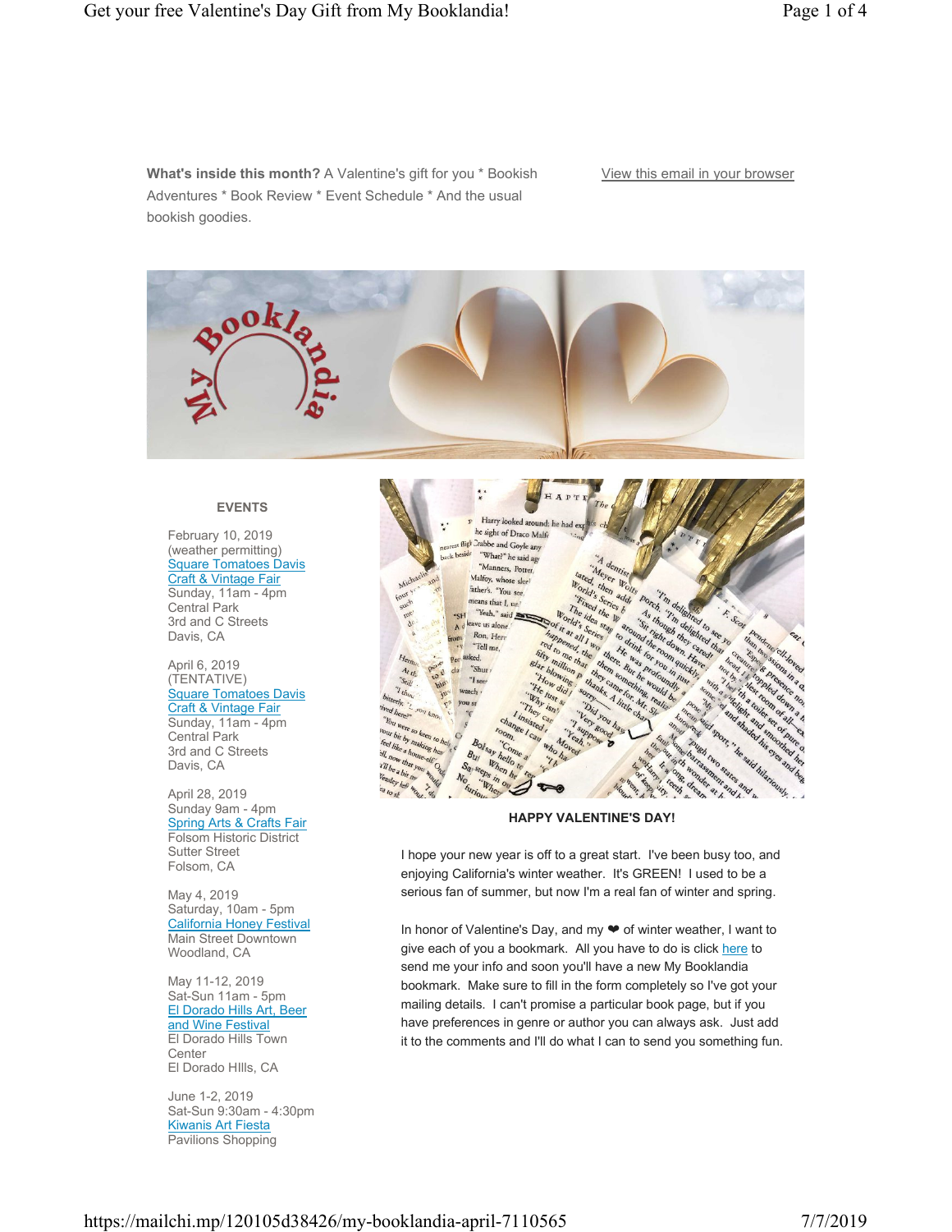**What's inside this month?** A Valentine's gift for you * Bookish Adventures * Book Review * Event Schedule * And the usual bookish goodies.

View this email in your browser

### HAPPY VALENTINE'S DAY!

I hope your new year is off to a great start. I've been busy too, and enjoying California's winter weather. It's GREEN! I used to be a serious fan of summer, but now I'm a real fan of winter and spring.

In honor of Valentine's Day, and my ❤ of winter weather, I want to give each of you a bookmark. All you have to do is click here to send me your info and soon you'll have a new My Booklandia bookmark. Make sure to fill in the form completely so I've got your mailing details. I can't promise a particular book page, but if you have preferences in genre or author you can always ask. Just add it to the comments and I'll do what I can to send you something fun.

### EVENTS

February 10, 2019
(weather permitting)
Square Tomatoes Davis Craft & Vintage Fair
Sunday, 11am - 4pm
Central Park
3rd and C Streets
Davis, CA

April 6, 2019
(TENTATIVE)
Square Tomatoes Davis Craft & Vintage Fair
Sunday, 11am - 4pm
Central Park
3rd and C Streets
Davis, CA

April 28, 2019
Sunday 9am - 4pm
Spring Arts & Crafts Fair
Folsom Historic District
Sutter Street
Folsom, CA

May 4, 2019
Saturday, 10am - 5pm
California Honey Festival
Main Street Downtown
Woodland, CA

May 11-12, 2019
Sat-Sun 11am - 5pm
El Dorado Hills Art, Beer and Wine Festival
El Dorado Hills Town Center
El Dorado HIlls, CA

June 1-2, 2019
Sat-Sun 9:30am - 4:30pm
Kiwanis Art Fiesta
Pavilions Shopping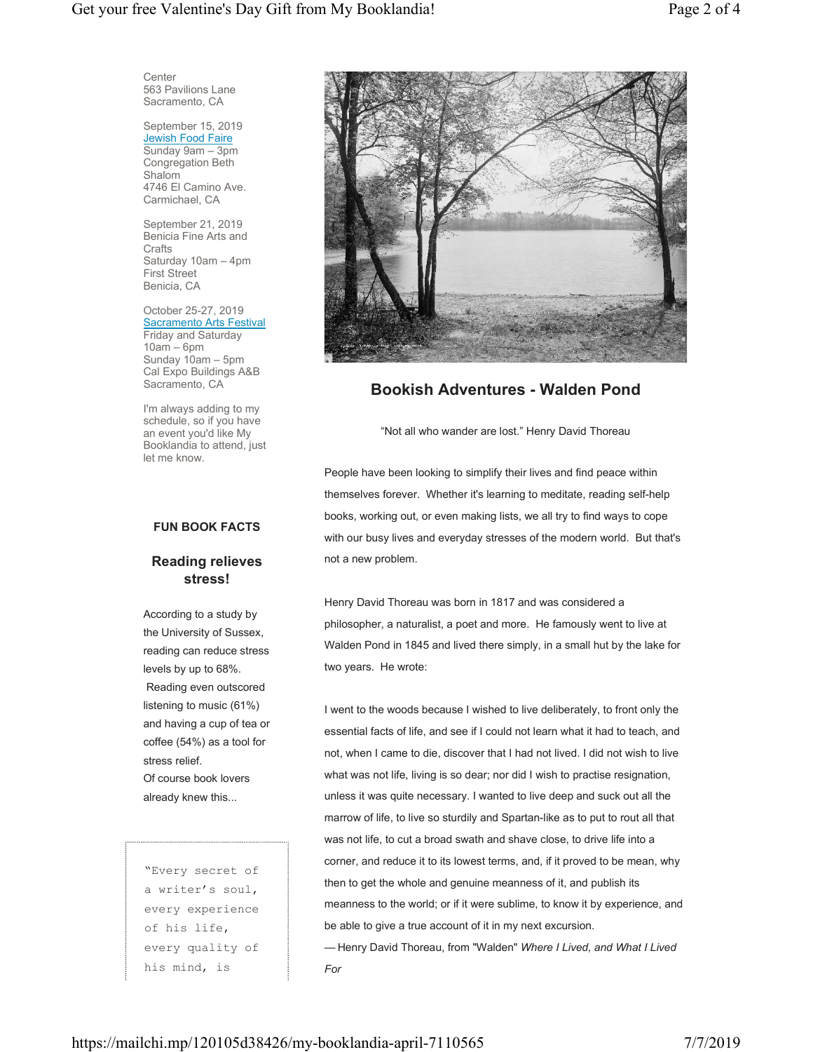Center
563 Pavilions Lane
Sacramento, CA

September 15, 2019
Jewish Food Faire
Sunday 9am – 3pm
Congregation Beth Shalom
4746 El Camino Ave.
Carmichael, CA

September 21, 2019
Benicia Fine Arts and Crafts
Saturday 10am – 4pm
First Street
Benicia, CA

October 25-27, 2019
Sacramento Arts Festival
Friday and Saturday 10am – 6pm
Sunday 10am – 5pm
Cal Expo Buildings A&B
Sacramento, CA

I'm always adding to my schedule, so if you have an event you'd like My Booklandia to attend, just let me know.

### FUN BOOK FACTS

## Reading relieves stress!

According to a study by the University of Sussex, reading can reduce stress levels by up to 68%. Reading even outscored listening to music (61%) and having a cup of tea or coffee (54%) as a tool for stress relief.
Of course book lovers already knew this...

"Every secret of a writer's soul, every experience of his life, every quality of his mind, is

## Bookish Adventures - Walden Pond

"Not all who wander are lost." Henry David Thoreau

People have been looking to simplify their lives and find peace within themselves forever. Whether it's learning to meditate, reading self-help books, working out, or even making lists, we all try to find ways to cope with our busy lives and everyday stresses of the modern world. But that's not a new problem.

Henry David Thoreau was born in 1817 and was considered a philosopher, a naturalist, a poet and more. He famously went to live at Walden Pond in 1845 and lived there simply, in a small hut by the lake for two years. He wrote:

I went to the woods because I wished to live deliberately, to front only the essential facts of life, and see if I could not learn what it had to teach, and not, when I came to die, discover that I had not lived. I did not wish to live what was not life, living is so dear; nor did I wish to practise resignation, unless it was quite necessary. I wanted to live deep and suck out all the marrow of life, to live so sturdily and Spartan-like as to put to rout all that was not life, to cut a broad swath and shave close, to drive life into a corner, and reduce it to its lowest terms, and, if it proved to be mean, why then to get the whole and genuine meanness of it, and publish its meanness to the world; or if it were sublime, to know it by experience, and be able to give a true account of it in my next excursion.
— Henry David Thoreau, from "Walden" *Where I Lived, and What I Lived For*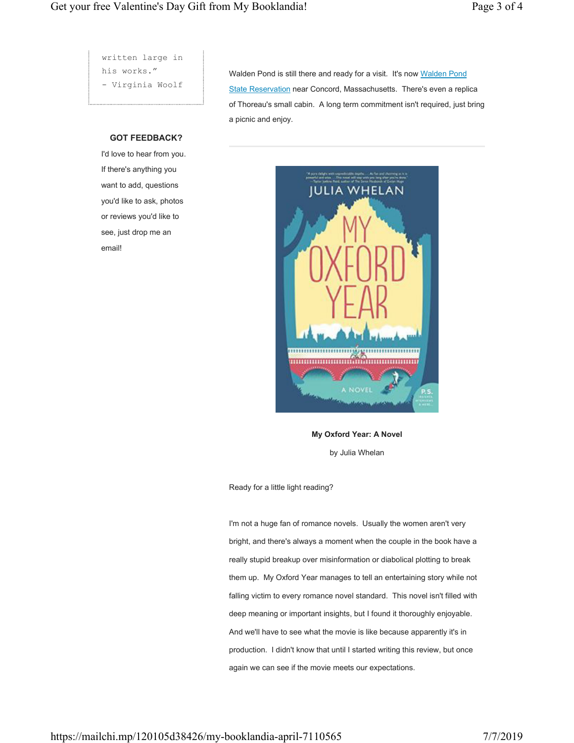written large in his works."
- Virginia Woolf

**GOT FEEDBACK?**

I'd love to hear from you. If there's anything you want to add, questions you'd like to ask, photos or reviews you'd like to see, just drop me an email!

Walden Pond is still there and ready for a visit. It's now [Walden Pond State Reservation] near Concord, Massachusetts. There's even a replica of Thoreau's small cabin. A long term commitment isn't required, just bring a picnic and enjoy.

---

**My Oxford Year: A Novel**

by Julia Whelan

Ready for a little light reading?

I'm not a huge fan of romance novels. Usually the women aren't very bright, and there's always a moment when the couple in the book have a really stupid breakup over misinformation or diabolical plotting to break them up. My Oxford Year manages to tell an entertaining story while not falling victim to every romance novel standard. This novel isn't filled with deep meaning or important insights, but I found it thoroughly enjoyable. And we'll have to see what the movie is like because apparently it's in production. I didn't know that until I started writing this review, but once again we can see if the movie meets our expectations.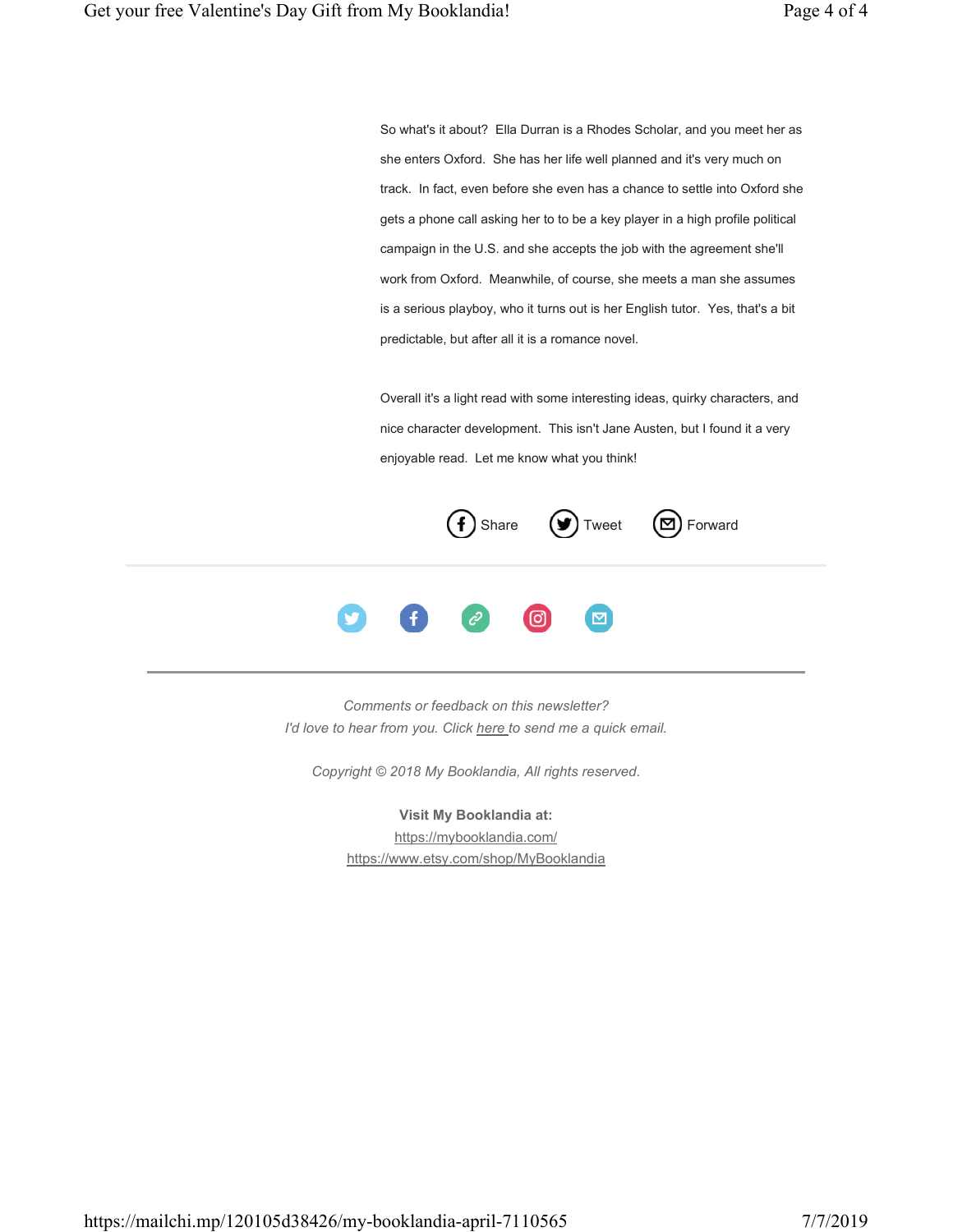So what's it about? Ella Durran is a Rhodes Scholar, and you meet her as she enters Oxford. She has her life well planned and it's very much on track. In fact, even before she even has a chance to settle into Oxford she gets a phone call asking her to to be a key player in a high profile political campaign in the U.S. and she accepts the job with the agreement she'll work from Oxford. Meanwhile, of course, she meets a man she assumes is a serious playboy, who it turns out is her English tutor. Yes, that's a bit predictable, but after all it is a romance novel.

Overall it's a light read with some interesting ideas, quirky characters, and nice character development. This isn't Jane Austen, but I found it a very enjoyable read. Let me know what you think!

Share Tweet Forward

---

*Comments or feedback on this newsletter?*
*I'd love to hear from you. Click here to send me a quick email.*

*Copyright © 2018 My Booklandia, All rights reserved.*

**Visit My Booklandia at:**
https://mybooklandia.com/
https://www.etsy.com/shop/MyBooklandia